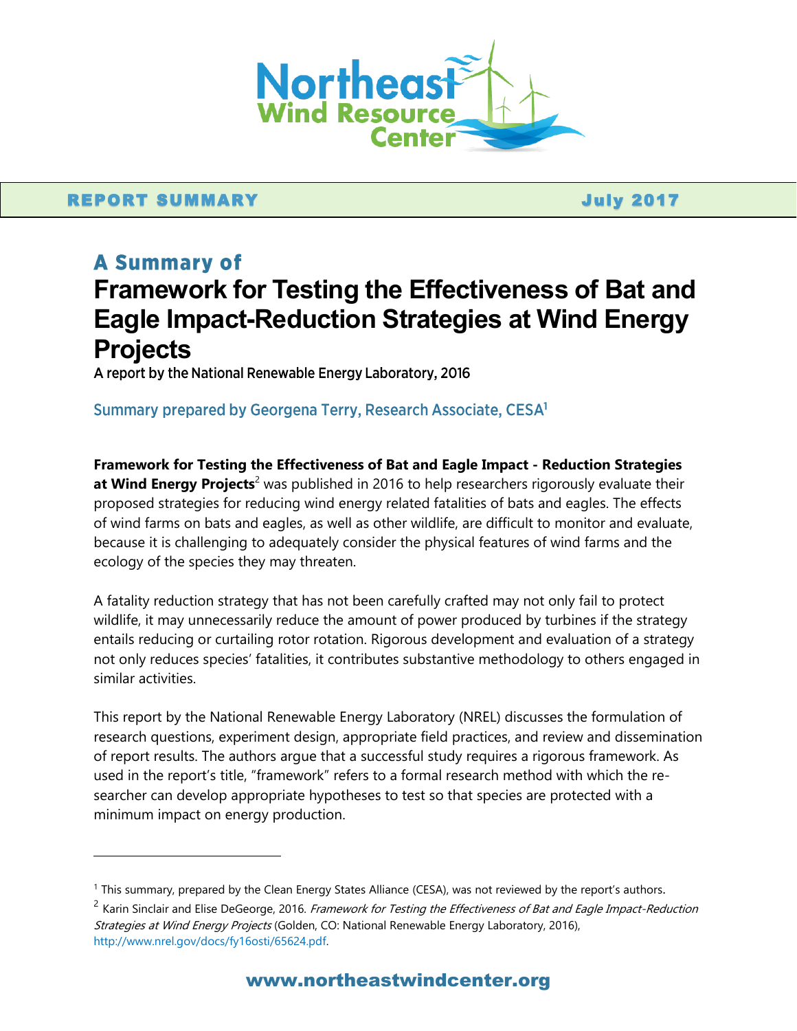Northeast Wind Resource Center

**REPORT SUMMARY** **July 2017**

## A Summary of

# Framework for Testing the Effectiveness of Bat and Eagle Impact-Reduction Strategies at Wind Energy Projects

A report by the National Renewable Energy Laboratory, 2016

Summary prepared by Georgena Terry, Research Associate, CESA[1]

**Framework for Testing the Effectiveness of Bat and Eagle Impact - Reduction Strategies at Wind Energy Projects**[2] was published in 2016 to help researchers rigorously evaluate their proposed strategies for reducing wind energy related fatalities of bats and eagles. The effects of wind farms on bats and eagles, as well as other wildlife, are difficult to monitor and evaluate, because it is challenging to adequately consider the physical features of wind farms and the ecology of the species they may threaten.

A fatality reduction strategy that has not been carefully crafted may not only fail to protect wildlife, it may unnecessarily reduce the amount of power produced by turbines if the strategy entails reducing or curtailing rotor rotation. Rigorous development and evaluation of a strategy not only reduces species' fatalities, it contributes substantive methodology to others engaged in similar activities.

This report by the National Renewable Energy Laboratory (NREL) discusses the formulation of research questions, experiment design, appropriate field practices, and review and dissemination of report results. The authors argue that a successful study requires a rigorous framework. As used in the report's title, "framework" refers to a formal research method with which the researcher can develop appropriate hypotheses to test so that species are protected with a minimum impact on energy production.

---

[1] This summary, prepared by the Clean Energy States Alliance (CESA), was not reviewed by the report's authors.

[2] Karin Sinclair and Elise DeGeorge, 2016. *Framework for Testing the Effectiveness of Bat and Eagle Impact-Reduction Strategies at Wind Energy Projects* (Golden, CO: National Renewable Energy Laboratory, 2016), http://www.nrel.gov/docs/fy16osti/65624.pdf.

www.northeastwindcenter.org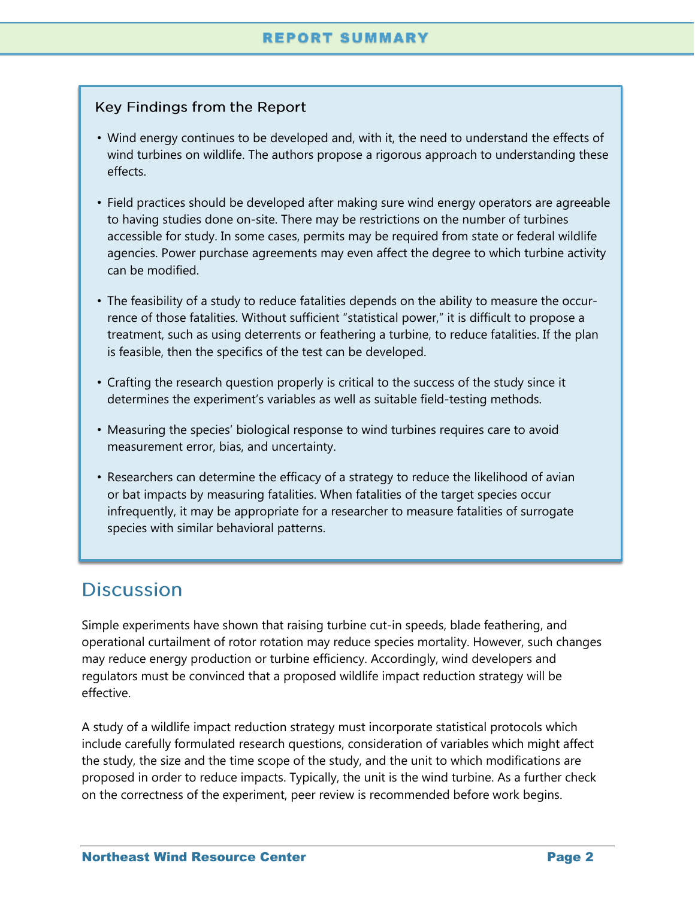### Key Findings from the Report

- Wind energy continues to be developed and, with it, the need to understand the effects of wind turbines on wildlife. The authors propose a rigorous approach to understanding these effects.
- Field practices should be developed after making sure wind energy operators are agreeable to having studies done on-site. There may be restrictions on the number of turbines accessible for study. In some cases, permits may be required from state or federal wildlife agencies. Power purchase agreements may even affect the degree to which turbine activity can be modified.
- The feasibility of a study to reduce fatalities depends on the ability to measure the occurrence of those fatalities. Without sufficient "statistical power," it is difficult to propose a treatment, such as using deterrents or feathering a turbine, to reduce fatalities. If the plan is feasible, then the specifics of the test can be developed.
- Crafting the research question properly is critical to the success of the study since it determines the experiment's variables as well as suitable field-testing methods.
- Measuring the species' biological response to wind turbines requires care to avoid measurement error, bias, and uncertainty.
- Researchers can determine the efficacy of a strategy to reduce the likelihood of avian or bat impacts by measuring fatalities. When fatalities of the target species occur infrequently, it may be appropriate for a researcher to measure fatalities of surrogate species with similar behavioral patterns.

## Discussion

Simple experiments have shown that raising turbine cut-in speeds, blade feathering, and operational curtailment of rotor rotation may reduce species mortality. However, such changes may reduce energy production or turbine efficiency. Accordingly, wind developers and regulators must be convinced that a proposed wildlife impact reduction strategy will be effective.

A study of a wildlife impact reduction strategy must incorporate statistical protocols which include carefully formulated research questions, consideration of variables which might affect the study, the size and the time scope of the study, and the unit to which modifications are proposed in order to reduce impacts. Typically, the unit is the wind turbine. As a further check on the correctness of the experiment, peer review is recommended before work begins.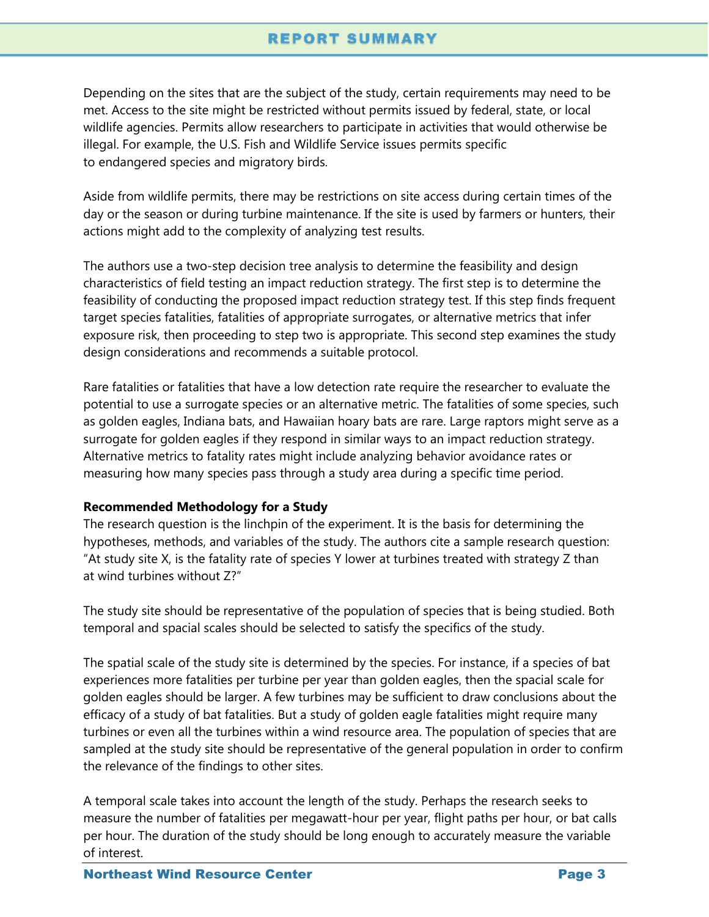Depending on the sites that are the subject of the study, certain requirements may need to be met. Access to the site might be restricted without permits issued by federal, state, or local wildlife agencies. Permits allow researchers to participate in activities that would otherwise be illegal. For example, the U.S. Fish and Wildlife Service issues permits specific to endangered species and migratory birds.

Aside from wildlife permits, there may be restrictions on site access during certain times of the day or the season or during turbine maintenance. If the site is used by farmers or hunters, their actions might add to the complexity of analyzing test results.

The authors use a two-step decision tree analysis to determine the feasibility and design characteristics of field testing an impact reduction strategy. The first step is to determine the feasibility of conducting the proposed impact reduction strategy test. If this step finds frequent target species fatalities, fatalities of appropriate surrogates, or alternative metrics that infer exposure risk, then proceeding to step two is appropriate. This second step examines the study design considerations and recommends a suitable protocol.

Rare fatalities or fatalities that have a low detection rate require the researcher to evaluate the potential to use a surrogate species or an alternative metric. The fatalities of some species, such as golden eagles, Indiana bats, and Hawaiian hoary bats are rare. Large raptors might serve as a surrogate for golden eagles if they respond in similar ways to an impact reduction strategy. Alternative metrics to fatality rates might include analyzing behavior avoidance rates or measuring how many species pass through a study area during a specific time period.

**Recommended Methodology for a Study**

The research question is the linchpin of the experiment. It is the basis for determining the hypotheses, methods, and variables of the study. The authors cite a sample research question: "At study site X, is the fatality rate of species Y lower at turbines treated with strategy Z than at wind turbines without Z?"

The study site should be representative of the population of species that is being studied. Both temporal and spacial scales should be selected to satisfy the specifics of the study.

The spatial scale of the study site is determined by the species. For instance, if a species of bat experiences more fatalities per turbine per year than golden eagles, then the spacial scale for golden eagles should be larger. A few turbines may be sufficient to draw conclusions about the efficacy of a study of bat fatalities. But a study of golden eagle fatalities might require many turbines or even all the turbines within a wind resource area. The population of species that are sampled at the study site should be representative of the general population in order to confirm the relevance of the findings to other sites.

A temporal scale takes into account the length of the study. Perhaps the research seeks to measure the number of fatalities per megawatt-hour per year, flight paths per hour, or bat calls per hour. The duration of the study should be long enough to accurately measure the variable of interest.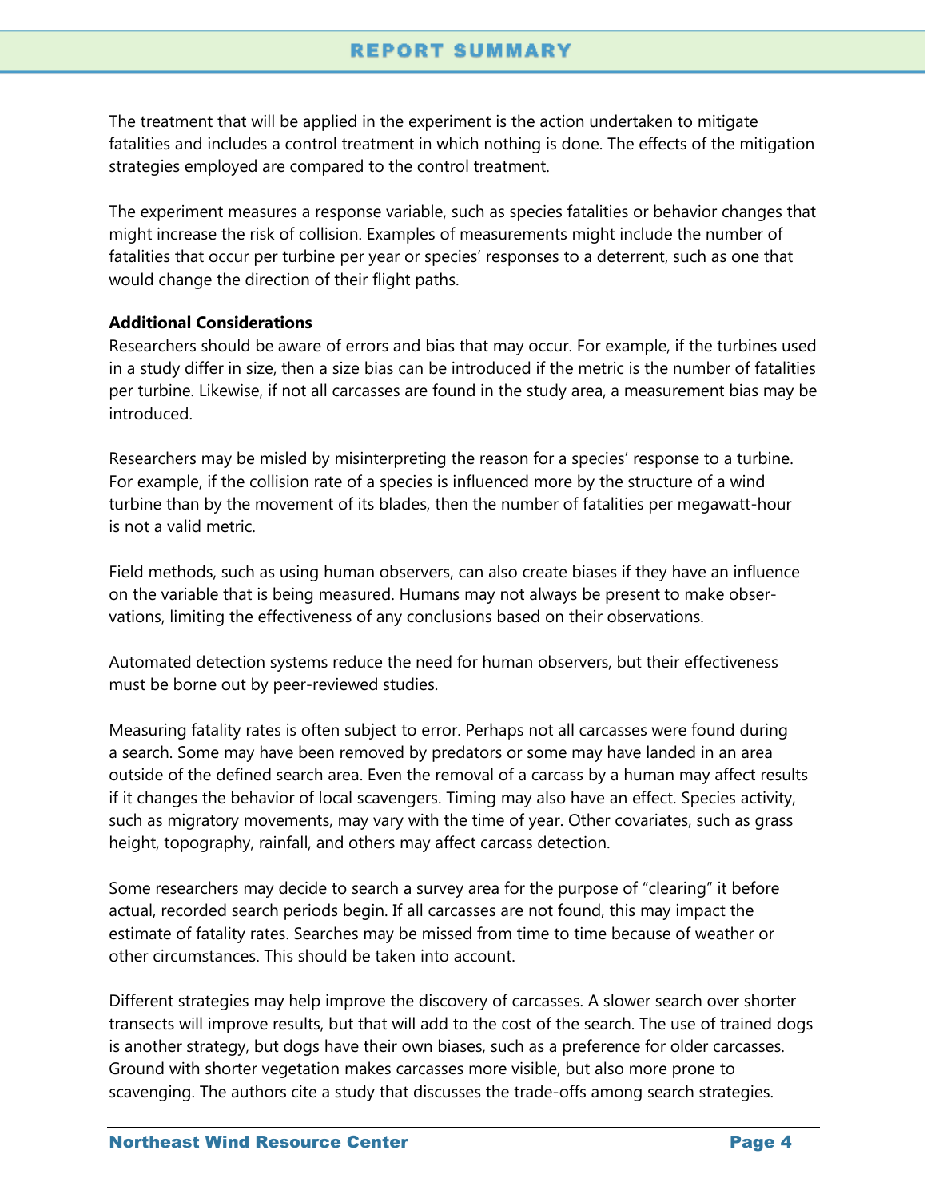The treatment that will be applied in the experiment is the action undertaken to mitigate fatalities and includes a control treatment in which nothing is done. The effects of the mitigation strategies employed are compared to the control treatment.

The experiment measures a response variable, such as species fatalities or behavior changes that might increase the risk of collision. Examples of measurements might include the number of fatalities that occur per turbine per year or species' responses to a deterrent, such as one that would change the direction of their flight paths.

**Additional Considerations**

Researchers should be aware of errors and bias that may occur. For example, if the turbines used in a study differ in size, then a size bias can be introduced if the metric is the number of fatalities per turbine. Likewise, if not all carcasses are found in the study area, a measurement bias may be introduced.

Researchers may be misled by misinterpreting the reason for a species' response to a turbine. For example, if the collision rate of a species is influenced more by the structure of a wind turbine than by the movement of its blades, then the number of fatalities per megawatt-hour is not a valid metric.

Field methods, such as using human observers, can also create biases if they have an influence on the variable that is being measured. Humans may not always be present to make observations, limiting the effectiveness of any conclusions based on their observations.

Automated detection systems reduce the need for human observers, but their effectiveness must be borne out by peer-reviewed studies.

Measuring fatality rates is often subject to error. Perhaps not all carcasses were found during a search. Some may have been removed by predators or some may have landed in an area outside of the defined search area. Even the removal of a carcass by a human may affect results if it changes the behavior of local scavengers. Timing may also have an effect. Species activity, such as migratory movements, may vary with the time of year. Other covariates, such as grass height, topography, rainfall, and others may affect carcass detection.

Some researchers may decide to search a survey area for the purpose of "clearing" it before actual, recorded search periods begin. If all carcasses are not found, this may impact the estimate of fatality rates. Searches may be missed from time to time because of weather or other circumstances. This should be taken into account.

Different strategies may help improve the discovery of carcasses. A slower search over shorter transects will improve results, but that will add to the cost of the search. The use of trained dogs is another strategy, but dogs have their own biases, such as a preference for older carcasses. Ground with shorter vegetation makes carcasses more visible, but also more prone to scavenging. The authors cite a study that discusses the trade-offs among search strategies.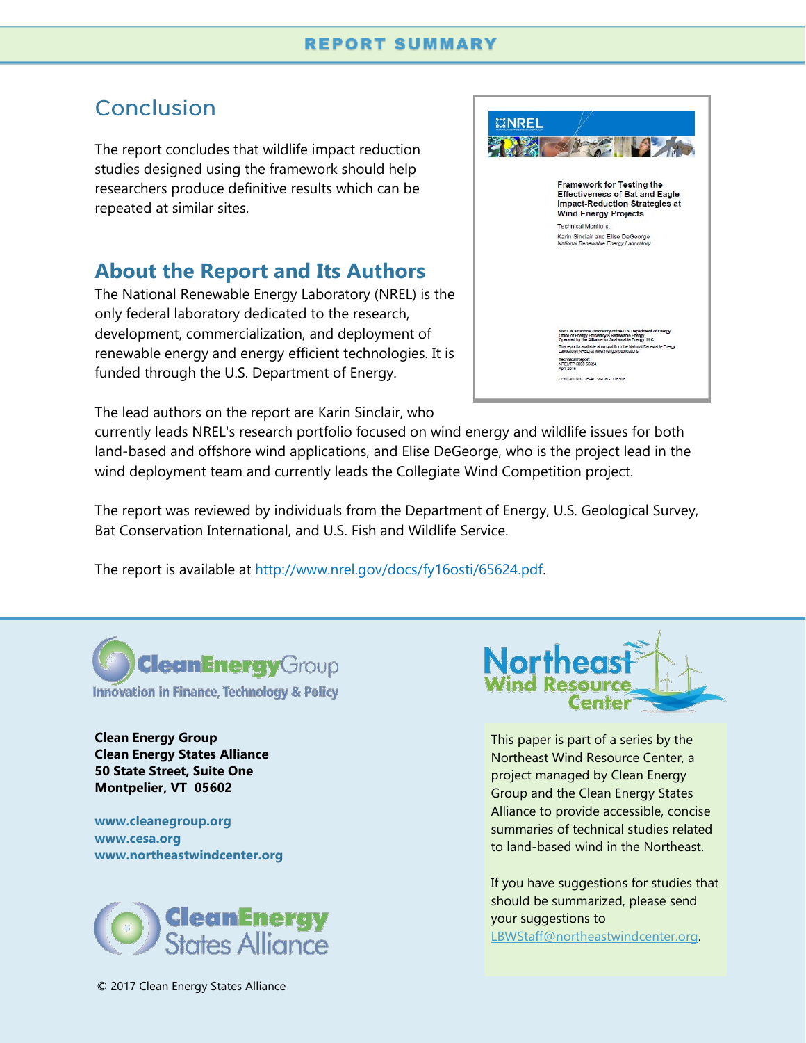## Conclusion

The report concludes that wildlife impact reduction studies designed using the framework should help researchers produce definitive results which can be repeated at similar sites.

## About the Report and Its Authors

The National Renewable Energy Laboratory (NREL) is the only federal laboratory dedicated to the research, development, commercialization, and deployment of renewable energy and energy efficient technologies. It is funded through the U.S. Department of Energy.

The lead authors on the report are Karin Sinclair, who currently leads NREL's research portfolio focused on wind energy and wildlife issues for both land-based and offshore wind applications, and Elise DeGeorge, who is the project lead in the wind deployment team and currently leads the Collegiate Wind Competition project.

The report was reviewed by individuals from the Department of Energy, U.S. Geological Survey, Bat Conservation International, and U.S. Fish and Wildlife Service.

The report is available at http://www.nrel.gov/docs/fy16osti/65624.pdf.

CleanEnergyGroup
Innovation in Finance, Technology & Policy

**Clean Energy Group**
**Clean Energy States Alliance**
**50 State Street, Suite One**
**Montpelier, VT 05602**

**www.cleanegroup.org**
**www.cesa.org**
**www.northeastwindcenter.org**

Clean Energy States Alliance

© 2017 Clean Energy States Alliance

Northeast Wind Resource Center

This paper is part of a series by the Northeast Wind Resource Center, a project managed by Clean Energy Group and the Clean Energy States Alliance to provide accessible, concise summaries of technical studies related to land-based wind in the Northeast.

If you have suggestions for studies that should be summarized, please send your suggestions to LBWStaff@northeastwindcenter.org.